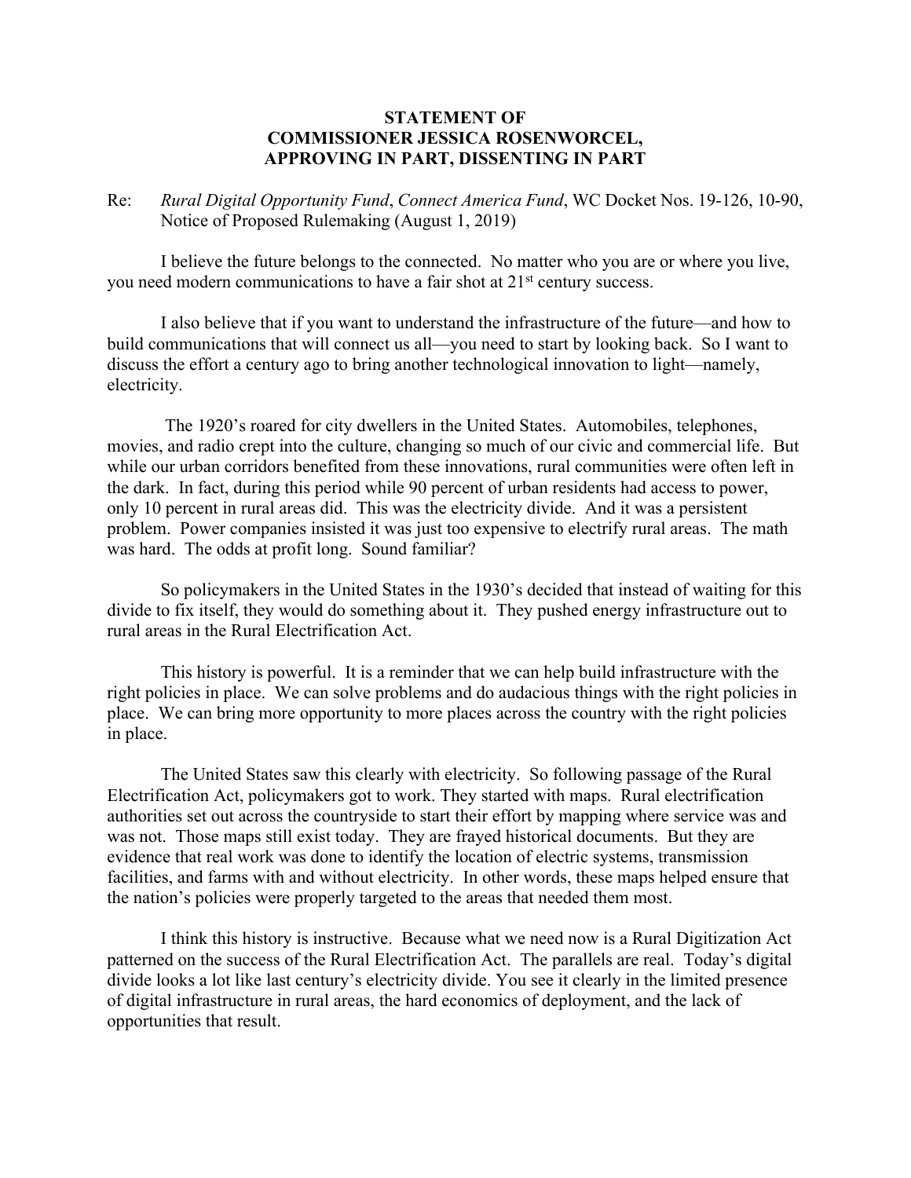**STATEMENT OF**
**COMMISSIONER JESSICA ROSENWORCEL,**
**APPROVING IN PART, DISSENTING IN PART**

Re: *Rural Digital Opportunity Fund*, *Connect America Fund*, WC Docket Nos. 19-126, 10-90, Notice of Proposed Rulemaking (August 1, 2019)

I believe the future belongs to the connected. No matter who you are or where you live, you need modern communications to have a fair shot at 21st century success.

I also believe that if you want to understand the infrastructure of the future—and how to build communications that will connect us all—you need to start by looking back. So I want to discuss the effort a century ago to bring another technological innovation to light—namely, electricity.

The 1920's roared for city dwellers in the United States. Automobiles, telephones, movies, and radio crept into the culture, changing so much of our civic and commercial life. But while our urban corridors benefited from these innovations, rural communities were often left in the dark. In fact, during this period while 90 percent of urban residents had access to power, only 10 percent in rural areas did. This was the electricity divide. And it was a persistent problem. Power companies insisted it was just too expensive to electrify rural areas. The math was hard. The odds at profit long. Sound familiar?

So policymakers in the United States in the 1930's decided that instead of waiting for this divide to fix itself, they would do something about it. They pushed energy infrastructure out to rural areas in the Rural Electrification Act.

This history is powerful. It is a reminder that we can help build infrastructure with the right policies in place. We can solve problems and do audacious things with the right policies in place. We can bring more opportunity to more places across the country with the right policies in place.

The United States saw this clearly with electricity. So following passage of the Rural Electrification Act, policymakers got to work. They started with maps. Rural electrification authorities set out across the countryside to start their effort by mapping where service was and was not. Those maps still exist today. They are frayed historical documents. But they are evidence that real work was done to identify the location of electric systems, transmission facilities, and farms with and without electricity. In other words, these maps helped ensure that the nation's policies were properly targeted to the areas that needed them most.

I think this history is instructive. Because what we need now is a Rural Digitization Act patterned on the success of the Rural Electrification Act. The parallels are real. Today's digital divide looks a lot like last century's electricity divide. You see it clearly in the limited presence of digital infrastructure in rural areas, the hard economics of deployment, and the lack of opportunities that result.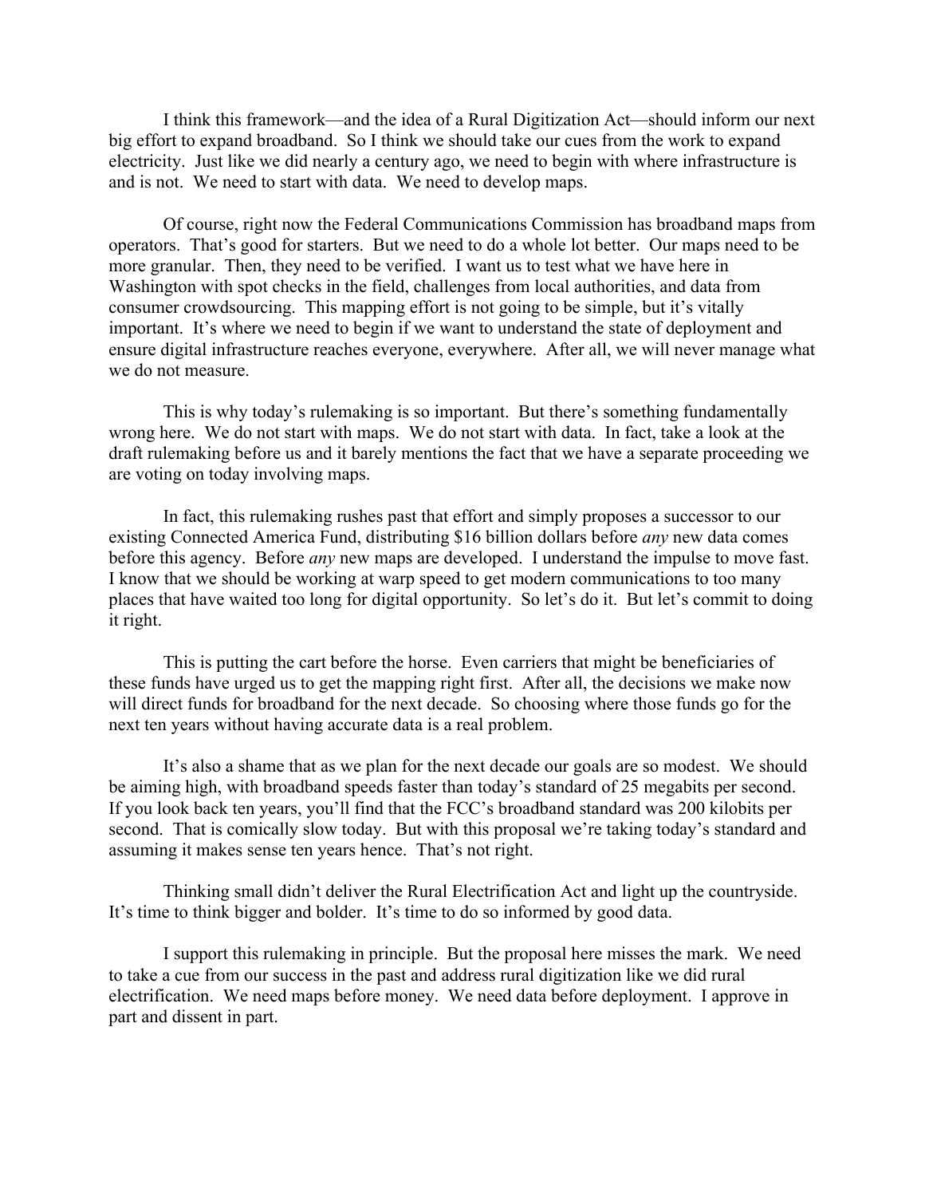I think this framework—and the idea of a Rural Digitization Act—should inform our next big effort to expand broadband. So I think we should take our cues from the work to expand electricity. Just like we did nearly a century ago, we need to begin with where infrastructure is and is not. We need to start with data. We need to develop maps.

Of course, right now the Federal Communications Commission has broadband maps from operators. That's good for starters. But we need to do a whole lot better. Our maps need to be more granular. Then, they need to be verified. I want us to test what we have here in Washington with spot checks in the field, challenges from local authorities, and data from consumer crowdsourcing. This mapping effort is not going to be simple, but it's vitally important. It's where we need to begin if we want to understand the state of deployment and ensure digital infrastructure reaches everyone, everywhere. After all, we will never manage what we do not measure.

This is why today's rulemaking is so important. But there's something fundamentally wrong here. We do not start with maps. We do not start with data. In fact, take a look at the draft rulemaking before us and it barely mentions the fact that we have a separate proceeding we are voting on today involving maps.

In fact, this rulemaking rushes past that effort and simply proposes a successor to our existing Connected America Fund, distributing $16 billion dollars before *any* new data comes before this agency. Before *any* new maps are developed. I understand the impulse to move fast. I know that we should be working at warp speed to get modern communications to too many places that have waited too long for digital opportunity. So let's do it. But let's commit to doing it right.

This is putting the cart before the horse. Even carriers that might be beneficiaries of these funds have urged us to get the mapping right first. After all, the decisions we make now will direct funds for broadband for the next decade. So choosing where those funds go for the next ten years without having accurate data is a real problem.

It's also a shame that as we plan for the next decade our goals are so modest. We should be aiming high, with broadband speeds faster than today's standard of 25 megabits per second. If you look back ten years, you'll find that the FCC's broadband standard was 200 kilobits per second. That is comically slow today. But with this proposal we're taking today's standard and assuming it makes sense ten years hence. That's not right.

Thinking small didn't deliver the Rural Electrification Act and light up the countryside. It's time to think bigger and bolder. It's time to do so informed by good data.

I support this rulemaking in principle. But the proposal here misses the mark. We need to take a cue from our success in the past and address rural digitization like we did rural electrification. We need maps before money. We need data before deployment. I approve in part and dissent in part.